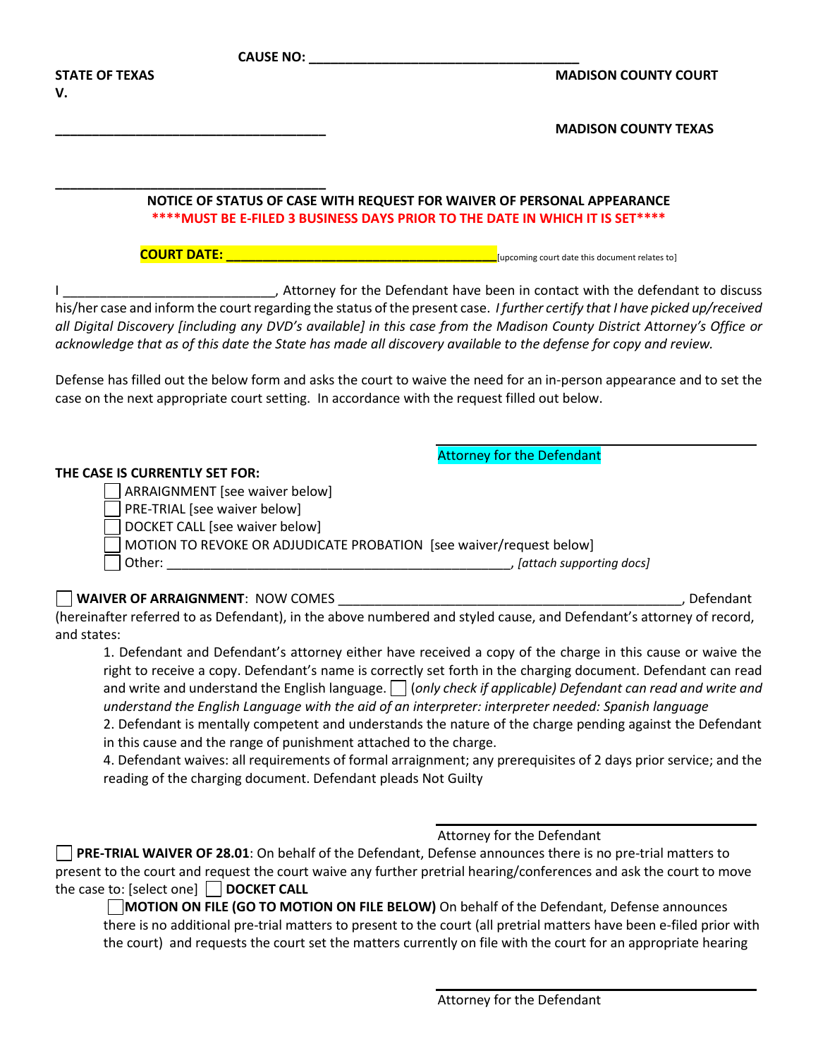CAUSE NO: ____________________________________

**STATE OF TEXAS** **MADISON COUNTY COURT**
**V.**

____________________________________ **MADISON COUNTY TEXAS**

____________________________________

**NOTICE OF STATUS OF CASE WITH REQUEST FOR WAIVER OF PERSONAL APPEARANCE**

**\*\*\*\*MUST BE E-FILED 3 BUSINESS DAYS PRIOR TO THE DATE IN WHICH IT IS SET\*\*\*\***

**COURT DATE: ____________________________________**[upcoming court date this document relates to]

I ____________________________, Attorney for the Defendant have been in contact with the defendant to discuss his/her case and inform the court regarding the status of the present case. *I further certify that I have picked up/received all Digital Discovery [including any DVD's available] in this case from the Madison County District Attorney's Office or acknowledge that as of this date the State has made all discovery available to the defense for copy and review.*

Defense has filled out the below form and asks the court to waive the need for an in-person appearance and to set the case on the next appropriate court setting. In accordance with the request filled out below.

____________________________________
Attorney for the Defendant

**THE CASE IS CURRENTLY SET FOR:**

- ☐ ARRAIGNMENT [see waiver below]
- ☐ PRE-TRIAL [see waiver below]
- ☐ DOCKET CALL [see waiver below]
- ☐ MOTION TO REVOKE OR ADJUDICATE PROBATION [see waiver/request below]
- ☐ Other: ____________________________________________, *[attach supporting docs]*

☐ **WAIVER OF ARRAIGNMENT**: NOW COMES ______________________________________________, Defendant (hereinafter referred to as Defendant), in the above numbered and styled cause, and Defendant's attorney of record, and states:

1. Defendant and Defendant's attorney either have received a copy of the charge in this cause or waive the right to receive a copy. Defendant's name is correctly set forth in the charging document. Defendant can read and write and understand the English language. ☐ (*only check if applicable) Defendant can read and write and understand the English Language with the aid of an interpreter: interpreter needed: Spanish language*
2. Defendant is mentally competent and understands the nature of the charge pending against the Defendant in this cause and the range of punishment attached to the charge.
4. Defendant waives: all requirements of formal arraignment; any prerequisites of 2 days prior service; and the reading of the charging document. Defendant pleads Not Guilty

____________________________________
Attorney for the Defendant

☐ **PRE-TRIAL WAIVER OF 28.01**: On behalf of the Defendant, Defense announces there is no pre-trial matters to present to the court and request the court waive any further pretrial hearing/conferences and ask the court to move the case to: [select one] ☐ **DOCKET CALL**

☐ **MOTION ON FILE (GO TO MOTION ON FILE BELOW)** On behalf of the Defendant, Defense announces there is no additional pre-trial matters to present to the court (all pretrial matters have been e-filed prior with the court) and requests the court set the matters currently on file with the court for an appropriate hearing

____________________________________
Attorney for the Defendant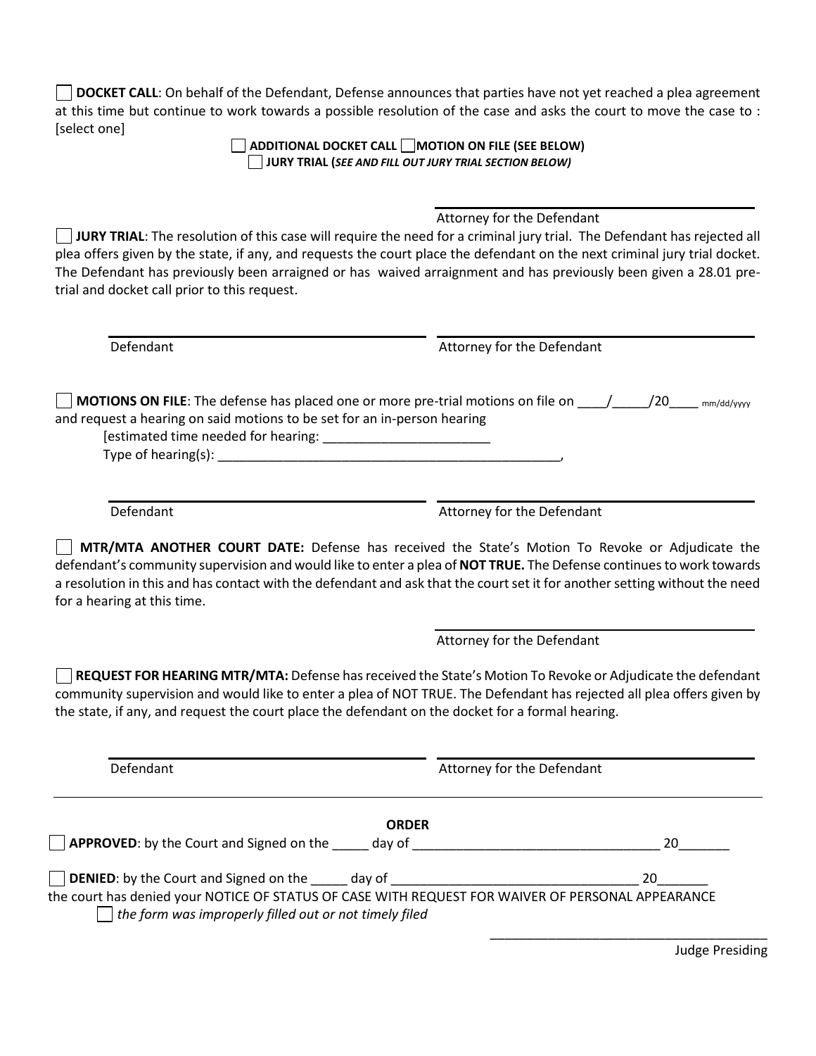☐ **DOCKET CALL**: On behalf of the Defendant, Defense announces that parties have not yet reached a plea agreement at this time but continue to work towards a possible resolution of the case and asks the court to move the case to : [select one]

☐ **ADDITIONAL DOCKET CALL** ☐ **MOTION ON FILE (SEE BELOW)**

☐ **JURY TRIAL (*SEE AND FILL OUT JURY TRIAL SECTION BELOW)***

_______________________________
Attorney for the Defendant

☐ **JURY TRIAL**: The resolution of this case will require the need for a criminal jury trial. The Defendant has rejected all plea offers given by the state, if any, and requests the court place the defendant on the next criminal jury trial docket. The Defendant has previously been arraigned or has waived arraignment and has previously been given a 28.01 pre-trial and docket call prior to this request.

_______________________________ _______________________________
Defendant Attorney for the Defendant

☐ **MOTIONS ON FILE**: The defense has placed one or more pre-trial motions on file on ____/_____/20____ mm/dd/yyyy and request a hearing on said motions to be set for an in-person hearing

[estimated time needed for hearing: _______________________

Type of hearing(s): ________________________________________________,

_______________________________ _______________________________
Defendant Attorney for the Defendant

☐ **MTR/MTA ANOTHER COURT DATE:** Defense has received the State's Motion To Revoke or Adjudicate the defendant's community supervision and would like to enter a plea of **NOT TRUE.** The Defense continues to work towards a resolution in this and has contact with the defendant and ask that the court set it for another setting without the need for a hearing at this time.

_______________________________
Attorney for the Defendant

☐ **REQUEST FOR HEARING MTR/MTA:** Defense has received the State's Motion To Revoke or Adjudicate the defendant community supervision and would like to enter a plea of NOT TRUE. The Defendant has rejected all plea offers given by the state, if any, and request the court place the defendant on the docket for a formal hearing.

_______________________________ _______________________________
Defendant Attorney for the Defendant

---

**ORDER**

☐ **APPROVED**: by the Court and Signed on the _____ day of __________________________________ 20_______

☐ **DENIED**: by the Court and Signed on the _____ day of __________________________________ 20_______

the court has denied your NOTICE OF STATUS OF CASE WITH REQUEST FOR WAIVER OF PERSONAL APPEARANCE

☐ *the form was improperly filled out or not timely filed*

_______________________________________
Judge Presiding